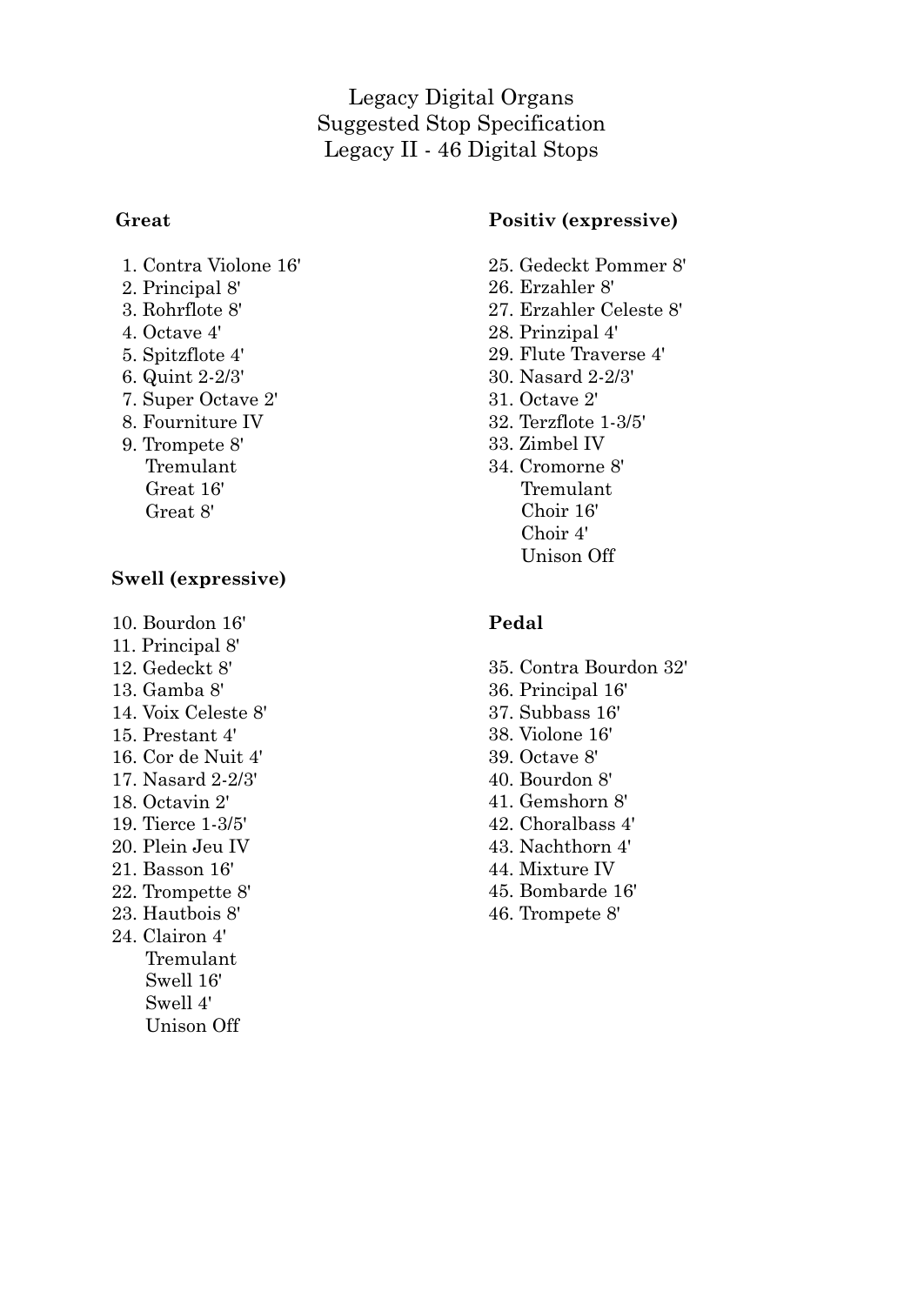# Legacy Digital Organs
## Suggested Stop Specification
## Legacy II - 46 Digital Stops

**Great**

1. Contra Violone 16'
2. Principal 8'
3. Rohrflote 8'
4. Octave 4'
5. Spitzflote 4'
6. Quint 2-2/3'
7. Super Octave 2'
8. Fourniture IV
9. Trompete 8'

   Tremulant
   Great 16'
   Great 8'

**Swell (expressive)**

10. Bourdon 16'
11. Principal 8'
12. Gedeckt 8'
13. Gamba 8'
14. Voix Celeste 8'
15. Prestant 4'
16. Cor de Nuit 4'
17. Nasard 2-2/3'
18. Octavin 2'
19. Tierce 1-3/5'
20. Plein Jeu IV
21. Basson 16'
22. Trompette 8'
23. Hautbois 8'
24. Clairon 4'

    Tremulant
    Swell 16'
    Swell 4'
    Unison Off

**Positiv (expressive)**

25. Gedeckt Pommer 8'
26. Erzahler 8'
27. Erzahler Celeste 8'
28. Prinzipal 4'
29. Flute Traverse 4'
30. Nasard 2-2/3'
31. Octave 2'
32. Terzflote 1-3/5'
33. Zimbel IV
34. Cromorne 8'

    Tremulant
    Choir 16'
    Choir 4'
    Unison Off

**Pedal**

35. Contra Bourdon 32'
36. Principal 16'
37. Subbass 16'
38. Violone 16'
39. Octave 8'
40. Bourdon 8'
41. Gemshorn 8'
42. Choralbass 4'
43. Nachthorn 4'
44. Mixture IV
45. Bombarde 16'
46. Trompete 8'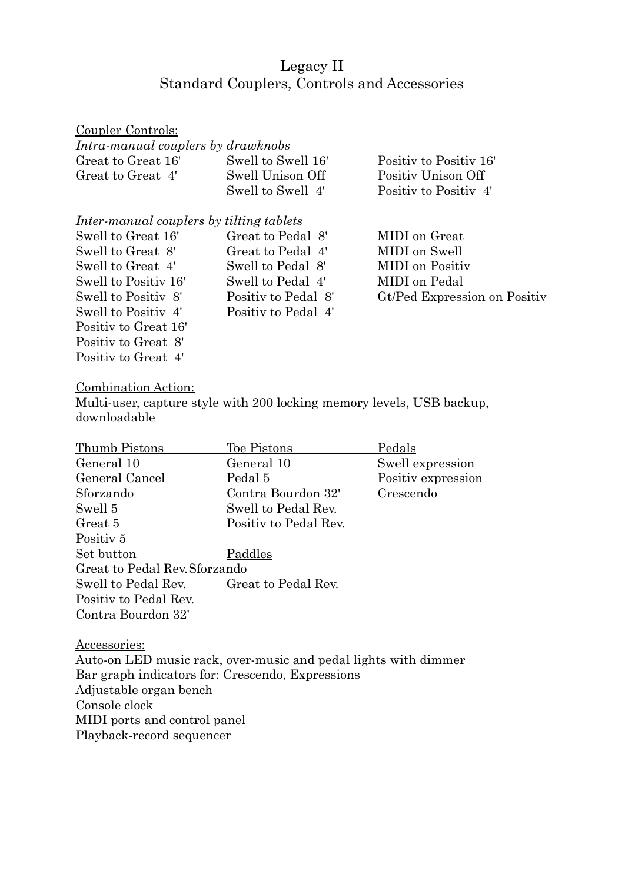# Legacy II
## Standard Couplers, Controls and Accessories

<u>Coupler Controls:</u>

*Intra-manual couplers by drawknobs*

| | | |
|---|---|---|
| Great to Great 16' | Swell to Swell 16' | Positiv to Positiv 16' |
| Great to Great 4' | Swell Unison Off | Positiv Unison Off |
| | Swell to Swell 4' | Positiv to Positiv 4' |

*Inter-manual couplers by tilting tablets*

| | | |
|---|---|---|
| Swell to Great 16' | Great to Pedal 8' | MIDI on Great |
| Swell to Great 8' | Great to Pedal 4' | MIDI on Swell |
| Swell to Great 4' | Swell to Pedal 8' | MIDI on Positiv |
| Swell to Positiv 16' | Swell to Pedal 4' | MIDI on Pedal |
| Swell to Positiv 8' | Positiv to Pedal 8' | Gt/Ped Expression on Positiv |
| Swell to Positiv 4' | Positiv to Pedal 4' | |
| Positiv to Great 16' | | |
| Positiv to Great 8' | | |
| Positiv to Great 4' | | |

<u>Combination Action:</u>

Multi-user, capture style with 200 locking memory levels, USB backup, downloadable

| Thumb Pistons | Toe Pistons | Pedals |
|---|---|---|
| General 10 | General 10 | Swell expression |
| General Cancel | Pedal 5 | Positiv expression |
| Sforzando | Contra Bourdon 32' | Crescendo |
| Swell 5 | Swell to Pedal Rev. | |
| Great 5 | Positiv to Pedal Rev. | |
| Positiv 5 | | |
| Set button | <u>Paddles</u> | |
| Great to Pedal Rev. | Sforzando | |
| Swell to Pedal Rev. | Great to Pedal Rev. | |
| Positiv to Pedal Rev. | | |
| Contra Bourdon 32' | | |

<u>Accessories:</u>

Auto-on LED music rack, over-music and pedal lights with dimmer
Bar graph indicators for: Crescendo, Expressions
Adjustable organ bench
Console clock
MIDI ports and control panel
Playback-record sequencer